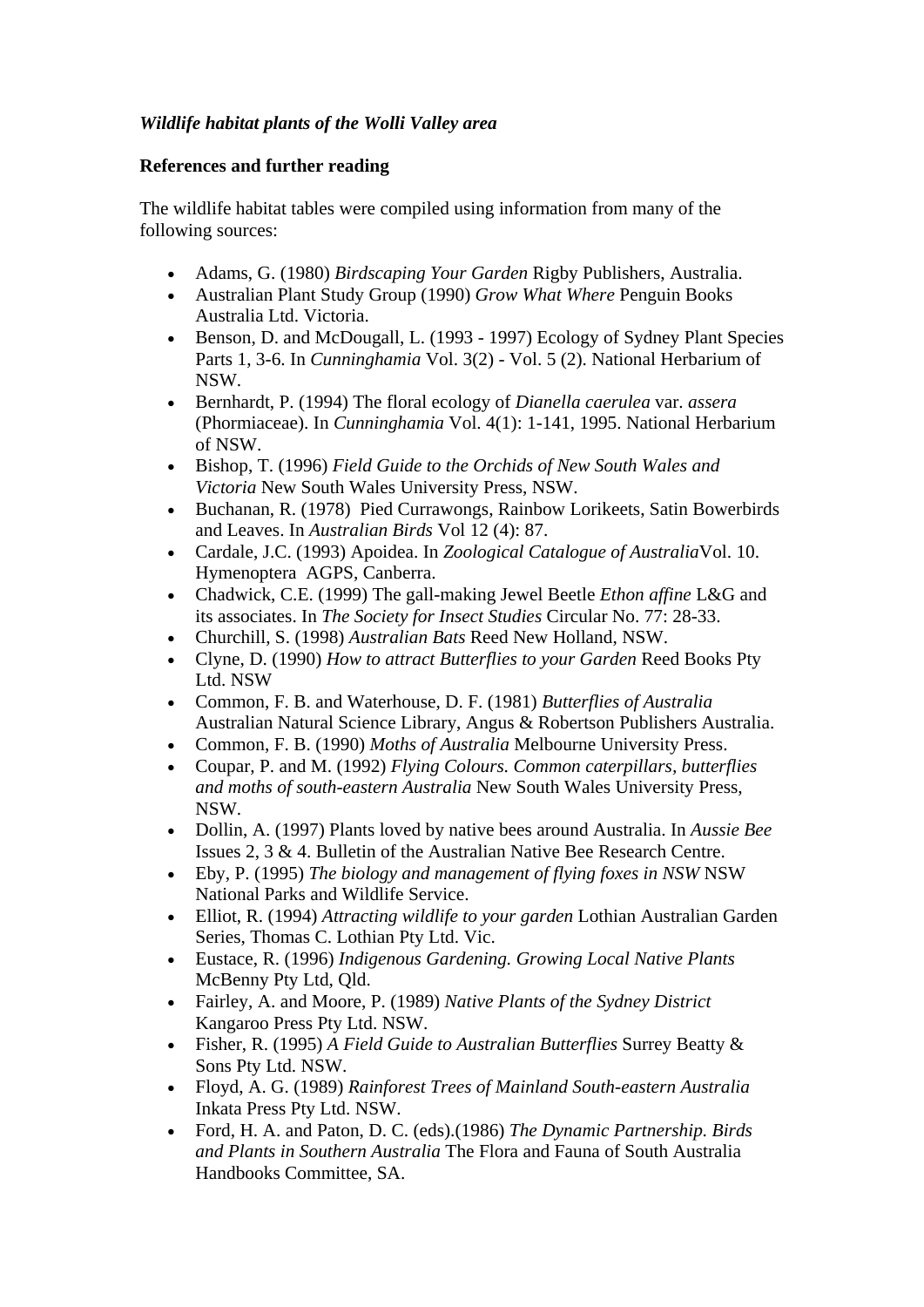***Wildlife habitat plants of the Wolli Valley area***

**References and further reading**

The wildlife habitat tables were compiled using information from many of the following sources:

- Adams, G. (1980) *Birdscaping Your Garden* Rigby Publishers, Australia.
- Australian Plant Study Group (1990) *Grow What Where* Penguin Books Australia Ltd. Victoria.
- Benson, D. and McDougall, L. (1993 - 1997) Ecology of Sydney Plant Species Parts 1, 3-6. In *Cunninghamia* Vol. 3(2) - Vol. 5 (2). National Herbarium of NSW.
- Bernhardt, P. (1994) The floral ecology of *Dianella caerulea* var. *assera* (Phormiaceae). In *Cunninghamia* Vol. 4(1): 1-141, 1995. National Herbarium of NSW.
- Bishop, T. (1996) *Field Guide to the Orchids of New South Wales and Victoria* New South Wales University Press, NSW.
- Buchanan, R. (1978) Pied Currawongs, Rainbow Lorikeets, Satin Bowerbirds and Leaves. In *Australian Birds* Vol 12 (4): 87.
- Cardale, J.C. (1993) Apoidea. In *Zoological Catalogue of Australia*Vol. 10. Hymenoptera AGPS, Canberra.
- Chadwick, C.E. (1999) The gall-making Jewel Beetle *Ethon affine* L&G and its associates. In *The Society for Insect Studies* Circular No. 77: 28-33.
- Churchill, S. (1998) *Australian Bats* Reed New Holland, NSW.
- Clyne, D. (1990) *How to attract Butterflies to your Garden* Reed Books Pty Ltd. NSW
- Common, F. B. and Waterhouse, D. F. (1981) *Butterflies of Australia* Australian Natural Science Library, Angus & Robertson Publishers Australia.
- Common, F. B. (1990) *Moths of Australia* Melbourne University Press.
- Coupar, P. and M. (1992) *Flying Colours. Common caterpillars, butterflies and moths of south-eastern Australia* New South Wales University Press, NSW.
- Dollin, A. (1997) Plants loved by native bees around Australia. In *Aussie Bee* Issues 2, 3 & 4. Bulletin of the Australian Native Bee Research Centre.
- Eby, P. (1995) *The biology and management of flying foxes in NSW* NSW National Parks and Wildlife Service.
- Elliot, R. (1994) *Attracting wildlife to your garden* Lothian Australian Garden Series, Thomas C. Lothian Pty Ltd. Vic.
- Eustace, R. (1996) *Indigenous Gardening. Growing Local Native Plants* McBenny Pty Ltd, Qld.
- Fairley, A. and Moore, P. (1989) *Native Plants of the Sydney District* Kangaroo Press Pty Ltd. NSW.
- Fisher, R. (1995) *A Field Guide to Australian Butterflies* Surrey Beatty & Sons Pty Ltd. NSW.
- Floyd, A. G. (1989) *Rainforest Trees of Mainland South-eastern Australia* Inkata Press Pty Ltd. NSW.
- Ford, H. A. and Paton, D. C. (eds).(1986) *The Dynamic Partnership. Birds and Plants in Southern Australia* The Flora and Fauna of South Australia Handbooks Committee, SA.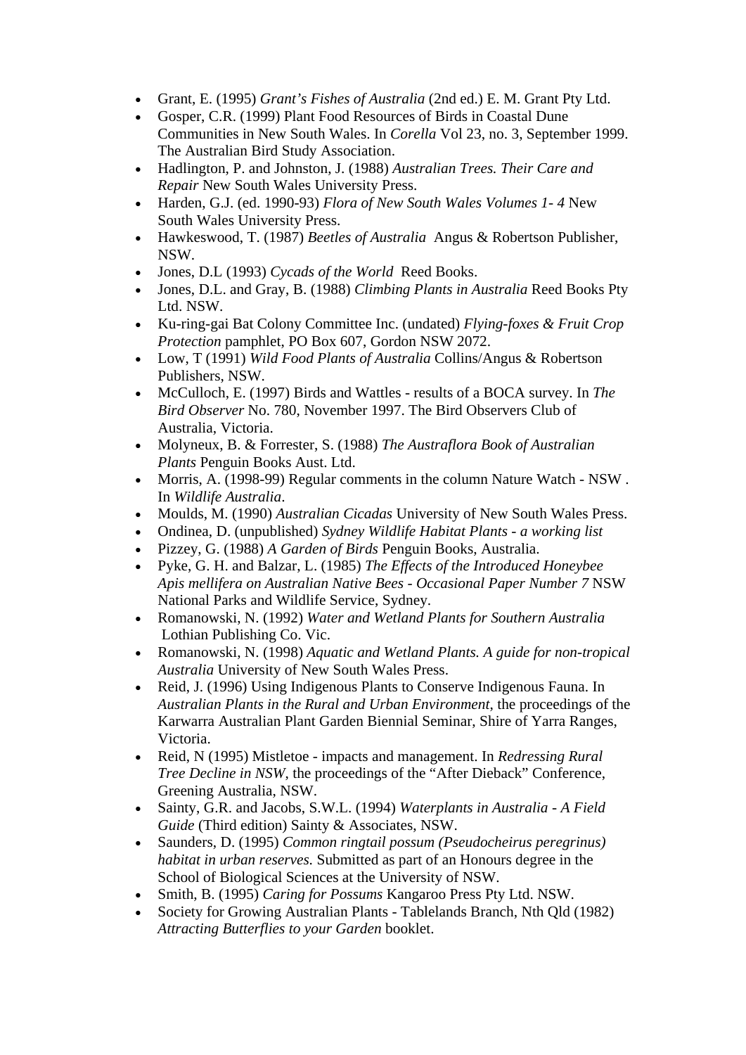- Grant, E. (1995) *Grant's Fishes of Australia* (2nd ed.) E. M. Grant Pty Ltd.
- Gosper, C.R. (1999) Plant Food Resources of Birds in Coastal Dune Communities in New South Wales. In *Corella* Vol 23, no. 3, September 1999. The Australian Bird Study Association.
- Hadlington, P. and Johnston, J. (1988) *Australian Trees. Their Care and Repair* New South Wales University Press.
- Harden, G.J. (ed. 1990-93) *Flora of New South Wales Volumes 1- 4* New South Wales University Press.
- Hawkeswood, T. (1987) *Beetles of Australia* Angus & Robertson Publisher, NSW.
- Jones, D.L (1993) *Cycads of the World* Reed Books.
- Jones, D.L. and Gray, B. (1988) *Climbing Plants in Australia* Reed Books Pty Ltd. NSW.
- Ku-ring-gai Bat Colony Committee Inc. (undated) *Flying-foxes & Fruit Crop Protection* pamphlet, PO Box 607, Gordon NSW 2072.
- Low, T (1991) *Wild Food Plants of Australia* Collins/Angus & Robertson Publishers, NSW.
- McCulloch, E. (1997) Birds and Wattles - results of a BOCA survey. In *The Bird Observer* No. 780, November 1997. The Bird Observers Club of Australia, Victoria.
- Molyneux, B. & Forrester, S. (1988) *The Austraflora Book of Australian Plants* Penguin Books Aust. Ltd.
- Morris, A. (1998-99) Regular comments in the column Nature Watch - NSW . In *Wildlife Australia*.
- Moulds, M. (1990) *Australian Cicadas* University of New South Wales Press.
- Ondinea, D. (unpublished) *Sydney Wildlife Habitat Plants - a working list*
- Pizzey, G. (1988) *A Garden of Birds* Penguin Books, Australia.
- Pyke, G. H. and Balzar, L. (1985) *The Effects of the Introduced Honeybee Apis mellifera on Australian Native Bees - Occasional Paper Number 7* NSW National Parks and Wildlife Service, Sydney.
- Romanowski, N. (1992) *Water and Wetland Plants for Southern Australia* Lothian Publishing Co. Vic.
- Romanowski, N. (1998) *Aquatic and Wetland Plants. A guide for non-tropical Australia* University of New South Wales Press.
- Reid, J. (1996) Using Indigenous Plants to Conserve Indigenous Fauna. In *Australian Plants in the Rural and Urban Environment*, the proceedings of the Karwarra Australian Plant Garden Biennial Seminar, Shire of Yarra Ranges, Victoria.
- Reid, N (1995) Mistletoe - impacts and management. In *Redressing Rural Tree Decline in NSW*, the proceedings of the "After Dieback" Conference, Greening Australia, NSW.
- Sainty, G.R. and Jacobs, S.W.L. (1994) *Waterplants in Australia - A Field Guide* (Third edition) Sainty & Associates, NSW.
- Saunders, D. (1995) *Common ringtail possum (Pseudocheirus peregrinus) habitat in urban reserves.* Submitted as part of an Honours degree in the School of Biological Sciences at the University of NSW.
- Smith, B. (1995) *Caring for Possums* Kangaroo Press Pty Ltd. NSW.
- Society for Growing Australian Plants - Tablelands Branch, Nth Qld (1982) *Attracting Butterflies to your Garden* booklet.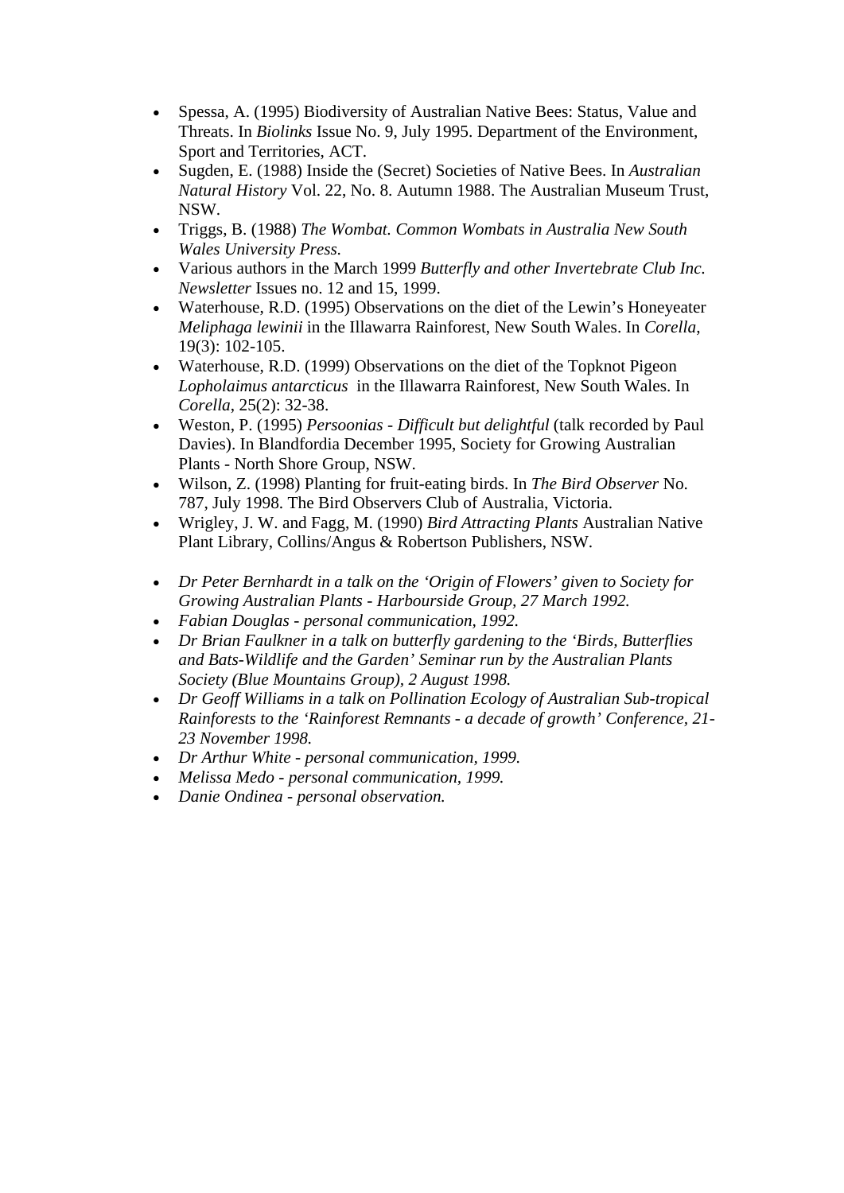- Spessa, A. (1995) Biodiversity of Australian Native Bees: Status, Value and Threats. In *Biolinks* Issue No. 9, July 1995. Department of the Environment, Sport and Territories, ACT.
- Sugden, E. (1988) Inside the (Secret) Societies of Native Bees. In *Australian Natural History* Vol. 22, No. 8. Autumn 1988. The Australian Museum Trust, NSW.
- Triggs, B. (1988) *The Wombat. Common Wombats in Australia New South Wales University Press.*
- Various authors in the March 1999 *Butterfly and other Invertebrate Club Inc. Newsletter* Issues no. 12 and 15, 1999.
- Waterhouse, R.D. (1995) Observations on the diet of the Lewin's Honeyeater *Meliphaga lewinii* in the Illawarra Rainforest, New South Wales. In *Corella*, 19(3): 102-105.
- Waterhouse, R.D. (1999) Observations on the diet of the Topknot Pigeon *Lopholaimus antarcticus* in the Illawarra Rainforest, New South Wales. In *Corella*, 25(2): 32-38.
- Weston, P. (1995) *Persoonias - Difficult but delightful* (talk recorded by Paul Davies). In Blandfordia December 1995, Society for Growing Australian Plants - North Shore Group, NSW.
- Wilson, Z. (1998) Planting for fruit-eating birds. In *The Bird Observer* No. 787, July 1998. The Bird Observers Club of Australia, Victoria.
- Wrigley, J. W. and Fagg, M. (1990) *Bird Attracting Plants* Australian Native Plant Library, Collins/Angus & Robertson Publishers, NSW.

- *Dr Peter Bernhardt in a talk on the 'Origin of Flowers' given to Society for Growing Australian Plants - Harbourside Group, 27 March 1992.*
- *Fabian Douglas - personal communication, 1992.*
- *Dr Brian Faulkner in a talk on butterfly gardening to the 'Birds, Butterflies and Bats-Wildlife and the Garden' Seminar run by the Australian Plants Society (Blue Mountains Group), 2 August 1998.*
- *Dr Geoff Williams in a talk on Pollination Ecology of Australian Sub-tropical Rainforests to the 'Rainforest Remnants - a decade of growth' Conference, 21-23 November 1998.*
- *Dr Arthur White - personal communication, 1999.*
- *Melissa Medo - personal communication, 1999.*
- *Danie Ondinea - personal observation.*